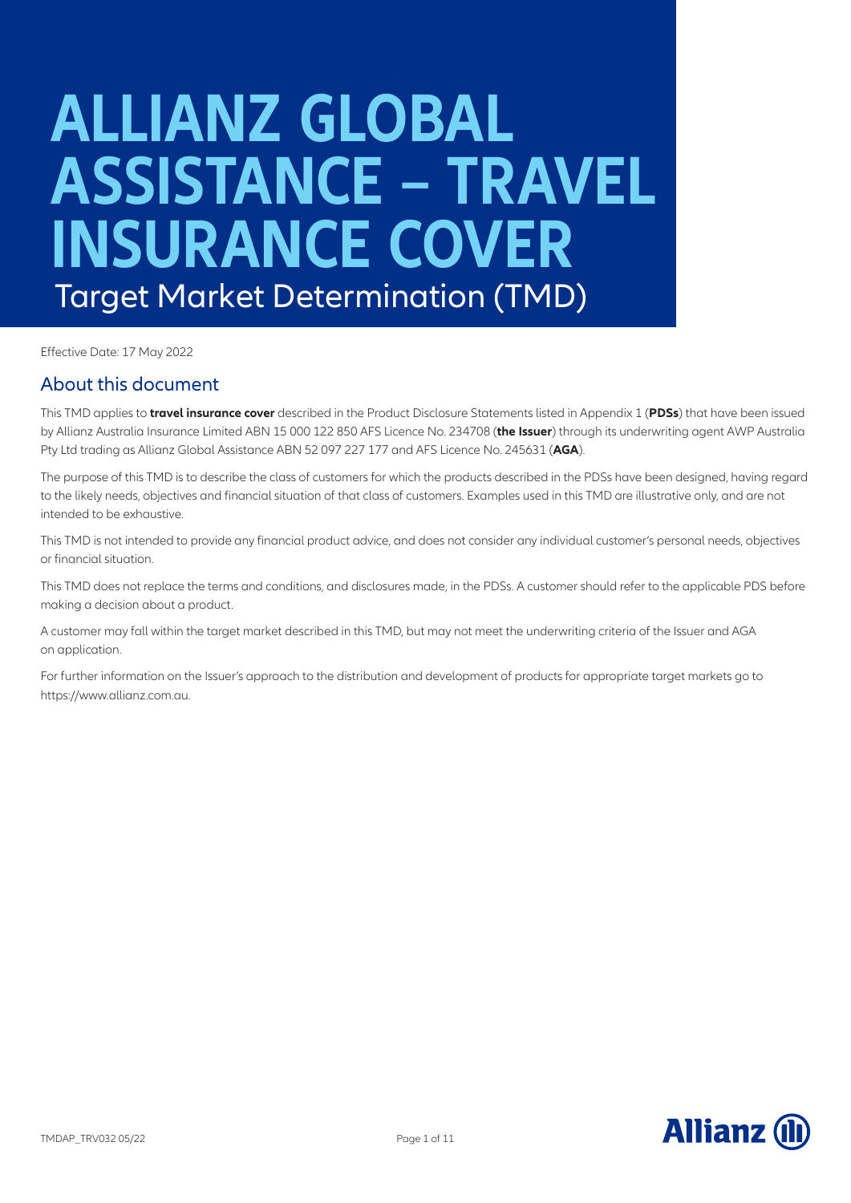# ALLIANZ GLOBAL ASSISTANCE – TRAVEL INSURANCE COVER

## Target Market Determination (TMD)

Effective Date: 17 May 2022

## About this document

This TMD applies to **travel insurance cover** described in the Product Disclosure Statements listed in Appendix 1 (**PDSs**) that have been issued by Allianz Australia Insurance Limited ABN 15 000 122 850 AFS Licence No. 234708 (**the Issuer**) through its underwriting agent AWP Australia Pty Ltd trading as Allianz Global Assistance ABN 52 097 227 177 and AFS Licence No. 245631 (**AGA**).

The purpose of this TMD is to describe the class of customers for which the products described in the PDSs have been designed, having regard to the likely needs, objectives and financial situation of that class of customers. Examples used in this TMD are illustrative only, and are not intended to be exhaustive.

This TMD is not intended to provide any financial product advice, and does not consider any individual customer's personal needs, objectives or financial situation.

This TMD does not replace the terms and conditions, and disclosures made, in the PDSs. A customer should refer to the applicable PDS before making a decision about a product.

A customer may fall within the target market described in this TMD, but may not meet the underwriting criteria of the Issuer and AGA on application.

For further information on the Issuer's approach to the distribution and development of products for appropriate target markets go to https://www.allianz.com.au.

TMDAP_TRV032 05/22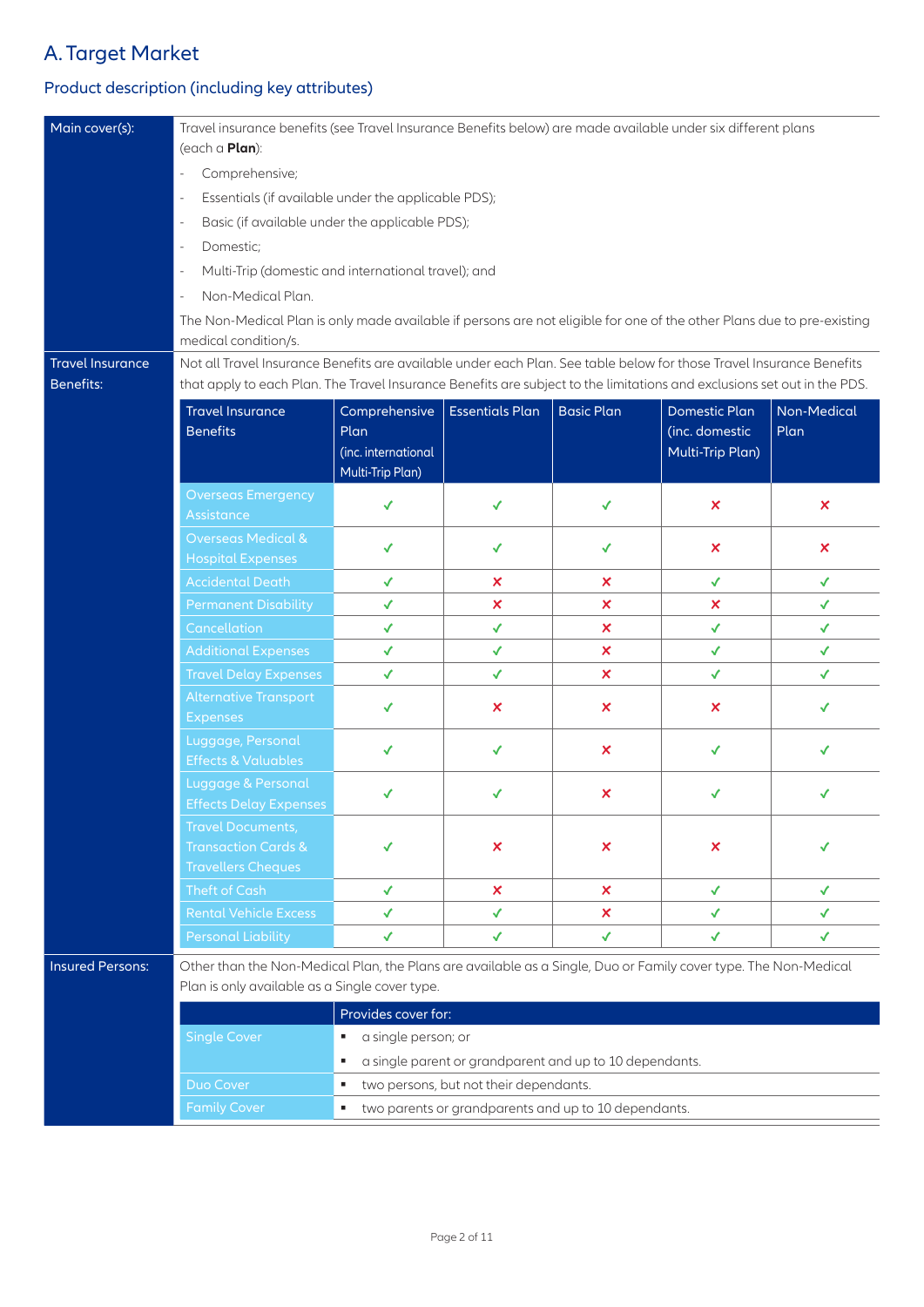## A. Target Market

### Product description (including key attributes)

**Main cover(s):**

Travel insurance benefits (see Travel Insurance Benefits below) are made available under six different plans (each a **Plan**):

- Comprehensive;
- Essentials (if available under the applicable PDS);
- Basic (if available under the applicable PDS);
- Domestic;
- Multi-Trip (domestic and international travel); and
- Non-Medical Plan.

The Non-Medical Plan is only made available if persons are not eligible for one of the other Plans due to pre-existing medical condition/s.

**Travel Insurance Benefits:**

Not all Travel Insurance Benefits are available under each Plan. See table below for those Travel Insurance Benefits that apply to each Plan. The Travel Insurance Benefits are subject to the limitations and exclusions set out in the PDS.

| Travel Insurance Benefits | Comprehensive Plan (inc. international Multi-Trip Plan) | Essentials Plan | Basic Plan | Domestic Plan (inc. domestic Multi-Trip Plan) | Non-Medical Plan |
|---|---|---|---|---|---|
| Overseas Emergency Assistance | ✓ | ✓ | ✓ | ✗ | ✗ |
| Overseas Medical & Hospital Expenses | ✓ | ✓ | ✓ | ✗ | ✗ |
| Accidental Death | ✓ | ✗ | ✗ | ✓ | ✓ |
| Permanent Disability | ✓ | ✗ | ✗ | ✗ | ✓ |
| Cancellation | ✓ | ✓ | ✗ | ✓ | ✓ |
| Additional Expenses | ✓ | ✓ | ✗ | ✓ | ✓ |
| Travel Delay Expenses | ✓ | ✓ | ✗ | ✓ | ✓ |
| Alternative Transport Expenses | ✓ | ✗ | ✗ | ✗ | ✓ |
| Luggage, Personal Effects & Valuables | ✓ | ✓ | ✗ | ✓ | ✓ |
| Luggage & Personal Effects Delay Expenses | ✓ | ✓ | ✗ | ✓ | ✓ |
| Travel Documents, Transaction Cards & Travellers Cheques | ✓ | ✗ | ✗ | ✗ | ✓ |
| Theft of Cash | ✓ | ✗ | ✗ | ✓ | ✓ |
| Rental Vehicle Excess | ✓ | ✓ | ✗ | ✓ | ✓ |
| Personal Liability | ✓ | ✓ | ✓ | ✓ | ✓ |

**Insured Persons:**

Other than the Non-Medical Plan, the Plans are available as a Single, Duo or Family cover type. The Non-Medical Plan is only available as a Single cover type.

| | Provides cover for: |
|---|---|
| Single Cover | ▪ a single person; or<br>▪ a single parent or grandparent and up to 10 dependants. |
| Duo Cover | ▪ two persons, but not their dependants. |
| Family Cover | ▪ two parents or grandparents and up to 10 dependants. |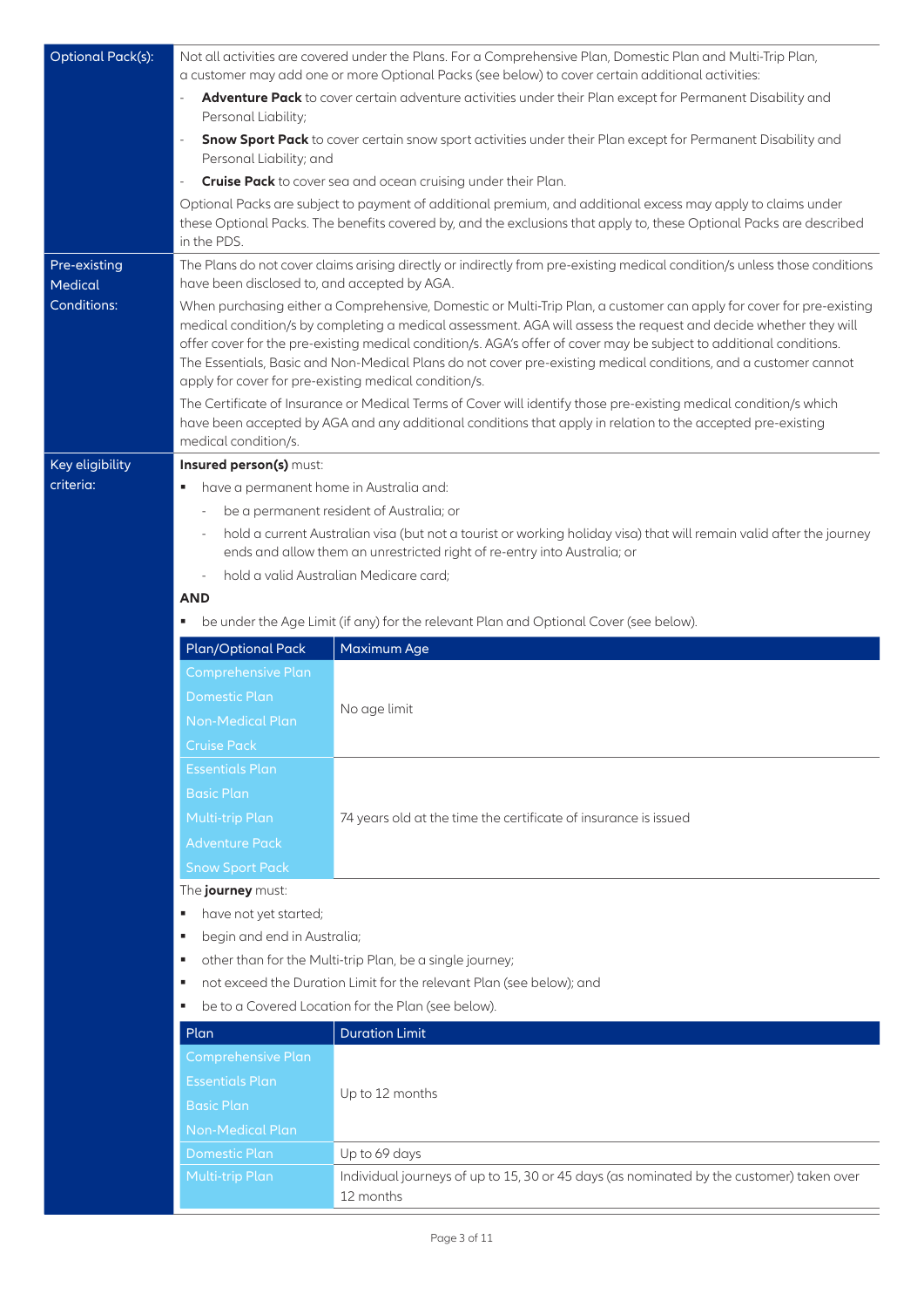| | |
|---|---|
| **Optional Pack(s):** | Not all activities are covered under the Plans. For a Comprehensive Plan, Domestic Plan and Multi-Trip Plan, a customer may add one or more Optional Packs (see below) to cover certain additional activities:<br>- **Adventure Pack** to cover certain adventure activities under their Plan except for Permanent Disability and Personal Liability;<br>- **Snow Sport Pack** to cover certain snow sport activities under their Plan except for Permanent Disability and Personal Liability; and<br>- **Cruise Pack** to cover sea and ocean cruising under their Plan.<br>Optional Packs are subject to payment of additional premium, and additional excess may apply to claims under these Optional Packs. The benefits covered by, and the exclusions that apply to, these Optional Packs are described in the PDS. |
| **Pre-existing Medical Conditions:** | The Plans do not cover claims arising directly or indirectly from pre-existing medical condition/s unless those conditions have been disclosed to, and accepted by AGA.<br>When purchasing either a Comprehensive, Domestic or Multi-Trip Plan, a customer can apply for cover for pre-existing medical condition/s by completing a medical assessment. AGA will assess the request and decide whether they will offer cover for the pre-existing medical condition/s. AGA's offer of cover may be subject to additional conditions. The Essentials, Basic and Non-Medical Plans do not cover pre-existing medical conditions, and a customer cannot apply for cover for pre-existing medical condition/s.<br>The Certificate of Insurance or Medical Terms of Cover will identify those pre-existing medical condition/s which have been accepted by AGA and any additional conditions that apply in relation to the accepted pre-existing medical condition/s. |

**Key eligibility criteria:**

**Insured person(s)** must:

- have a permanent home in Australia and:
  - be a permanent resident of Australia; or
  - hold a current Australian visa (but not a tourist or working holiday visa) that will remain valid after the journey ends and allow them an unrestricted right of re-entry into Australia; or
  - hold a valid Australian Medicare card;

**AND**

- be under the Age Limit (if any) for the relevant Plan and Optional Cover (see below).

| Plan/Optional Pack | Maximum Age |
|---|---|
| Comprehensive Plan | No age limit |
| Domestic Plan | No age limit |
| Non-Medical Plan | No age limit |
| Cruise Pack | No age limit |
| Essentials Plan | 74 years old at the time the certificate of insurance is issued |
| Basic Plan | 74 years old at the time the certificate of insurance is issued |
| Multi-trip Plan | 74 years old at the time the certificate of insurance is issued |
| Adventure Pack | 74 years old at the time the certificate of insurance is issued |
| Snow Sport Pack | 74 years old at the time the certificate of insurance is issued |

The **journey** must:

- have not yet started;
- begin and end in Australia;
- other than for the Multi-trip Plan, be a single journey;
- not exceed the Duration Limit for the relevant Plan (see below); and
- be to a Covered Location for the Plan (see below).

| Plan | Duration Limit |
|---|---|
| Comprehensive Plan | Up to 12 months |
| Essentials Plan | Up to 12 months |
| Basic Plan | Up to 12 months |
| Non-Medical Plan | Up to 12 months |
| Domestic Plan | Up to 69 days |
| Multi-trip Plan | Individual journeys of up to 15, 30 or 45 days (as nominated by the customer) taken over 12 months |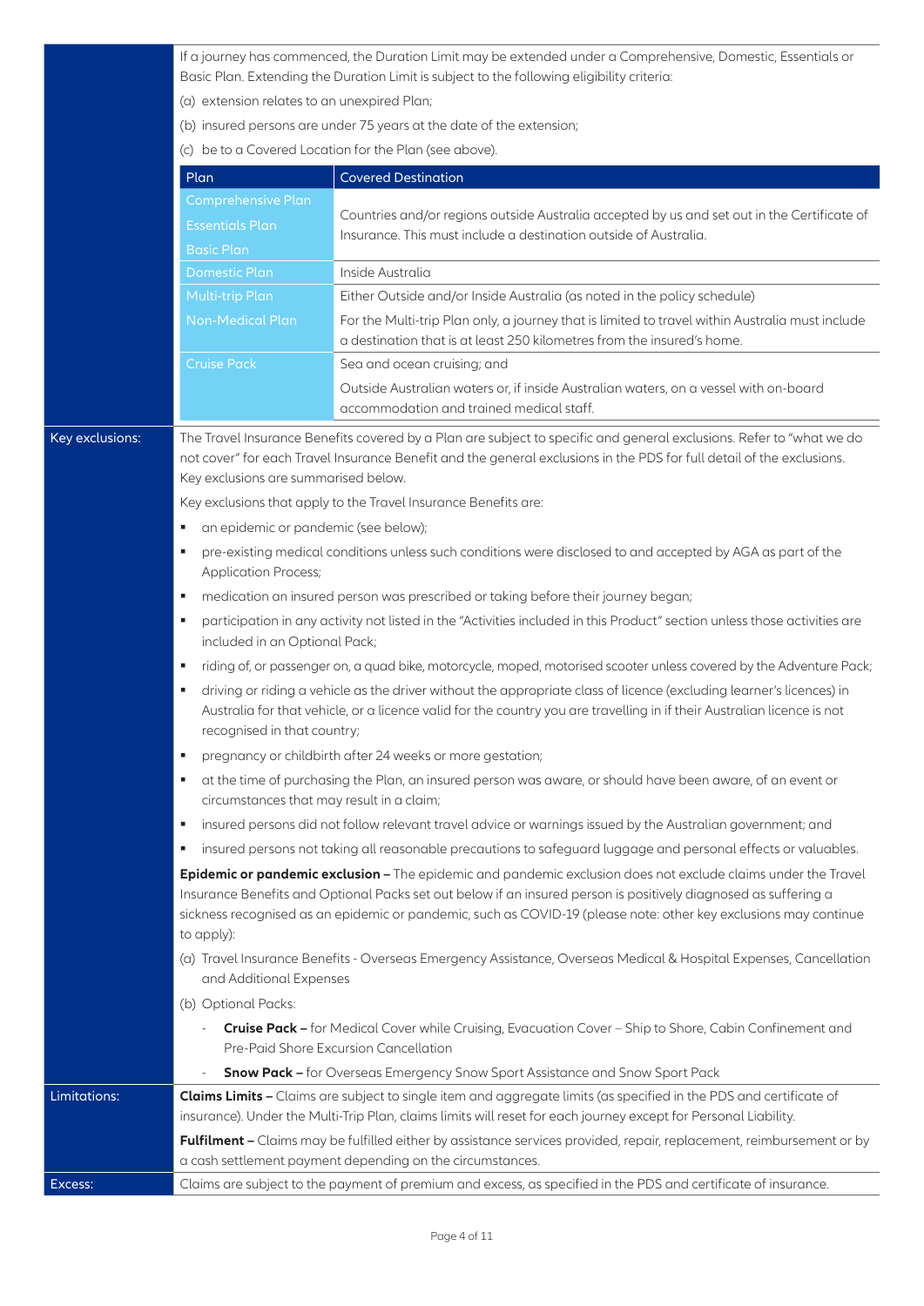If a journey has commenced, the Duration Limit may be extended under a Comprehensive, Domestic, Essentials or Basic Plan. Extending the Duration Limit is subject to the following eligibility criteria:

(a) extension relates to an unexpired Plan;

(b) insured persons are under 75 years at the date of the extension;

(c) be to a Covered Location for the Plan (see above).

| Plan | Covered Destination |
|---|---|
| Comprehensive Plan<br>Essentials Plan<br>Basic Plan | Countries and/or regions outside Australia accepted by us and set out in the Certificate of Insurance. This must include a destination outside of Australia. |
| Domestic Plan | Inside Australia |
| Multi-trip Plan<br>Non-Medical Plan | Either Outside and/or Inside Australia (as noted in the policy schedule)<br>For the Multi-trip Plan only, a journey that is limited to travel within Australia must include a destination that is at least 250 kilometres from the insured's home. |
| Cruise Pack | Sea and ocean cruising; and<br>Outside Australian waters or, if inside Australian waters, on a vessel with on-board accommodation and trained medical staff. |

**Key exclusions:**

The Travel Insurance Benefits covered by a Plan are subject to specific and general exclusions. Refer to "what we do not cover" for each Travel Insurance Benefit and the general exclusions in the PDS for full detail of the exclusions. Key exclusions are summarised below.

Key exclusions that apply to the Travel Insurance Benefits are:

- an epidemic or pandemic (see below);
- pre-existing medical conditions unless such conditions were disclosed to and accepted by AGA as part of the Application Process;
- medication an insured person was prescribed or taking before their journey began;
- participation in any activity not listed in the "Activities included in this Product" section unless those activities are included in an Optional Pack;
- riding of, or passenger on, a quad bike, motorcycle, moped, motorised scooter unless covered by the Adventure Pack;
- driving or riding a vehicle as the driver without the appropriate class of licence (excluding learner's licences) in Australia for that vehicle, or a licence valid for the country you are travelling in if their Australian licence is not recognised in that country;
- pregnancy or childbirth after 24 weeks or more gestation;
- at the time of purchasing the Plan, an insured person was aware, or should have been aware, of an event or circumstances that may result in a claim;
- insured persons did not follow relevant travel advice or warnings issued by the Australian government; and
- insured persons not taking all reasonable precautions to safeguard luggage and personal effects or valuables.

**Epidemic or pandemic exclusion –** The epidemic and pandemic exclusion does not exclude claims under the Travel Insurance Benefits and Optional Packs set out below if an insured person is positively diagnosed as suffering a sickness recognised as an epidemic or pandemic, such as COVID-19 (please note: other key exclusions may continue to apply):

(a) Travel Insurance Benefits - Overseas Emergency Assistance, Overseas Medical & Hospital Expenses, Cancellation and Additional Expenses

(b) Optional Packs:

- **Cruise Pack –** for Medical Cover while Cruising, Evacuation Cover – Ship to Shore, Cabin Confinement and Pre-Paid Shore Excursion Cancellation
- **Snow Pack –** for Overseas Emergency Snow Sport Assistance and Snow Sport Pack

**Limitations:**

**Claims Limits –** Claims are subject to single item and aggregate limits (as specified in the PDS and certificate of insurance). Under the Multi-Trip Plan, claims limits will reset for each journey except for Personal Liability.

**Fulfilment –** Claims may be fulfilled either by assistance services provided, repair, replacement, reimbursement or by a cash settlement payment depending on the circumstances.

**Excess:**

Claims are subject to the payment of premium and excess, as specified in the PDS and certificate of insurance.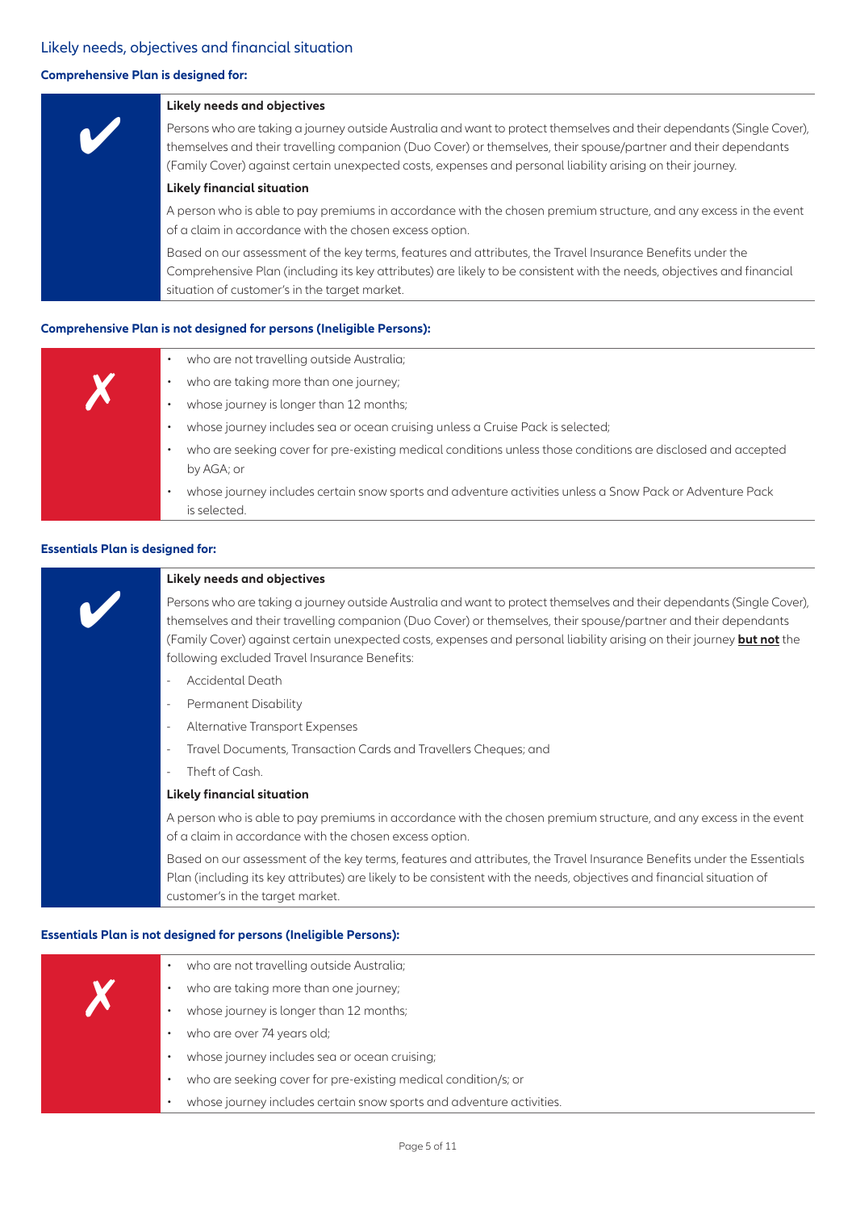## Likely needs, objectives and financial situation

**Comprehensive Plan is designed for:**

✔

**Likely needs and objectives**

Persons who are taking a journey outside Australia and want to protect themselves and their dependants (Single Cover), themselves and their travelling companion (Duo Cover) or themselves, their spouse/partner and their dependants (Family Cover) against certain unexpected costs, expenses and personal liability arising on their journey.

**Likely financial situation**

A person who is able to pay premiums in accordance with the chosen premium structure, and any excess in the event of a claim in accordance with the chosen excess option.

Based on our assessment of the key terms, features and attributes, the Travel Insurance Benefits under the Comprehensive Plan (including its key attributes) are likely to be consistent with the needs, objectives and financial situation of customer's in the target market.

**Comprehensive Plan is not designed for persons (Ineligible Persons):**

✗

- who are not travelling outside Australia;
- who are taking more than one journey;
- whose journey is longer than 12 months;
- whose journey includes sea or ocean cruising unless a Cruise Pack is selected;
- who are seeking cover for pre-existing medical conditions unless those conditions are disclosed and accepted by AGA; or
- whose journey includes certain snow sports and adventure activities unless a Snow Pack or Adventure Pack is selected.

**Essentials Plan is designed for:**

✔

**Likely needs and objectives**

Persons who are taking a journey outside Australia and want to protect themselves and their dependants (Single Cover), themselves and their travelling companion (Duo Cover) or themselves, their spouse/partner and their dependants (Family Cover) against certain unexpected costs, expenses and personal liability arising on their journey **but not** the following excluded Travel Insurance Benefits:

- Accidental Death
- Permanent Disability
- Alternative Transport Expenses
- Travel Documents, Transaction Cards and Travellers Cheques; and
- Theft of Cash.

**Likely financial situation**

A person who is able to pay premiums in accordance with the chosen premium structure, and any excess in the event of a claim in accordance with the chosen excess option.

Based on our assessment of the key terms, features and attributes, the Travel Insurance Benefits under the Essentials Plan (including its key attributes) are likely to be consistent with the needs, objectives and financial situation of customer's in the target market.

**Essentials Plan is not designed for persons (Ineligible Persons):**

✗

- who are not travelling outside Australia;
- who are taking more than one journey;
- whose journey is longer than 12 months;
- who are over 74 years old;
- whose journey includes sea or ocean cruising;
- who are seeking cover for pre-existing medical condition/s; or
- whose journey includes certain snow sports and adventure activities.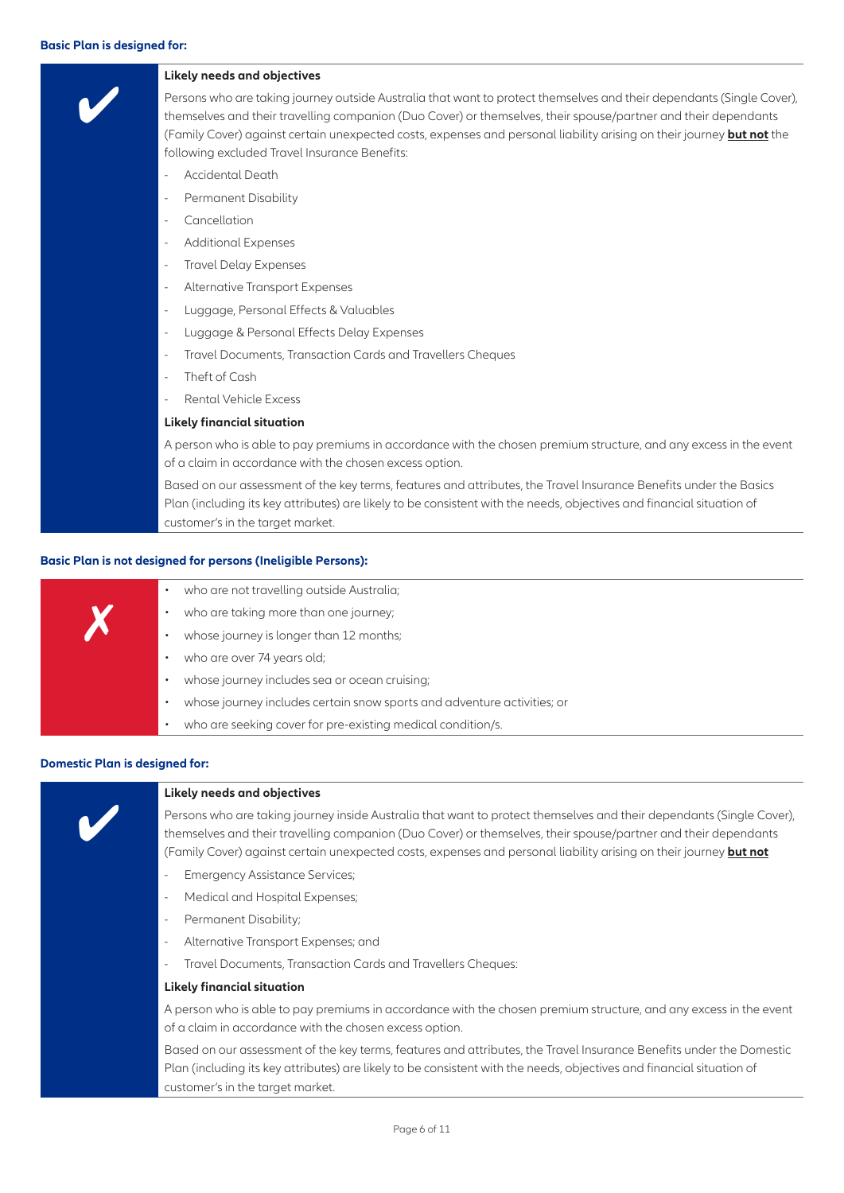**Basic Plan is designed for:**

✔

**Likely needs and objectives**

Persons who are taking journey outside Australia that want to protect themselves and their dependants (Single Cover), themselves and their travelling companion (Duo Cover) or themselves, their spouse/partner and their dependants (Family Cover) against certain unexpected costs, expenses and personal liability arising on their journey **but not** the following excluded Travel Insurance Benefits:

- Accidental Death
- Permanent Disability
- Cancellation
- Additional Expenses
- Travel Delay Expenses
- Alternative Transport Expenses
- Luggage, Personal Effects & Valuables
- Luggage & Personal Effects Delay Expenses
- Travel Documents, Transaction Cards and Travellers Cheques
- Theft of Cash
- Rental Vehicle Excess

**Likely financial situation**

A person who is able to pay premiums in accordance with the chosen premium structure, and any excess in the event of a claim in accordance with the chosen excess option.

Based on our assessment of the key terms, features and attributes, the Travel Insurance Benefits under the Basics Plan (including its key attributes) are likely to be consistent with the needs, objectives and financial situation of customer's in the target market.

**Basic Plan is not designed for persons (Ineligible Persons):**

✗

- who are not travelling outside Australia;
- who are taking more than one journey;
- whose journey is longer than 12 months;
- who are over 74 years old;
- whose journey includes sea or ocean cruising;
- whose journey includes certain snow sports and adventure activities; or
- who are seeking cover for pre-existing medical condition/s.

**Domestic Plan is designed for:**

✔

**Likely needs and objectives**

Persons who are taking journey inside Australia that want to protect themselves and their dependants (Single Cover), themselves and their travelling companion (Duo Cover) or themselves, their spouse/partner and their dependants (Family Cover) against certain unexpected costs, expenses and personal liability arising on their journey **but not**

- Emergency Assistance Services;
- Medical and Hospital Expenses;
- Permanent Disability;
- Alternative Transport Expenses; and
- Travel Documents, Transaction Cards and Travellers Cheques:

**Likely financial situation**

A person who is able to pay premiums in accordance with the chosen premium structure, and any excess in the event of a claim in accordance with the chosen excess option.

Based on our assessment of the key terms, features and attributes, the Travel Insurance Benefits under the Domestic Plan (including its key attributes) are likely to be consistent with the needs, objectives and financial situation of customer's in the target market.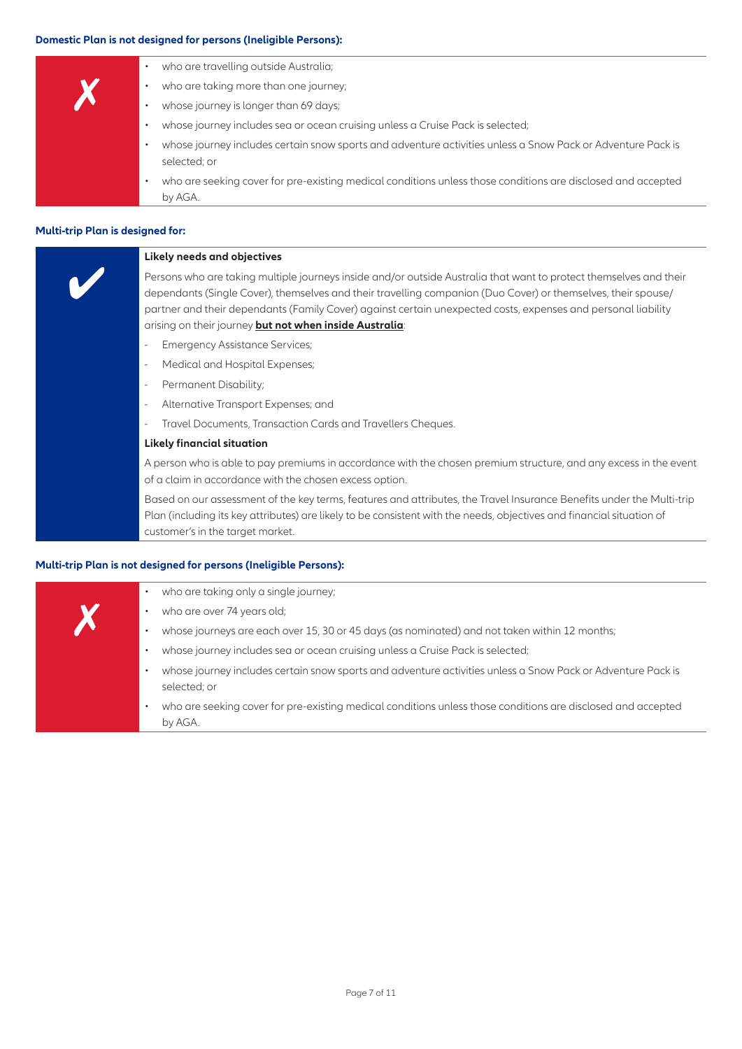**Domestic Plan is not designed for persons (Ineligible Persons):**

✗

- who are travelling outside Australia;
- who are taking more than one journey;
- whose journey is longer than 69 days;
- whose journey includes sea or ocean cruising unless a Cruise Pack is selected;
- whose journey includes certain snow sports and adventure activities unless a Snow Pack or Adventure Pack is selected; or
- who are seeking cover for pre-existing medical conditions unless those conditions are disclosed and accepted by AGA.

**Multi-trip Plan is designed for:**

✔

**Likely needs and objectives**

Persons who are taking multiple journeys inside and/or outside Australia that want to protect themselves and their dependants (Single Cover), themselves and their travelling companion (Duo Cover) or themselves, their spouse/partner and their dependants (Family Cover) against certain unexpected costs, expenses and personal liability arising on their journey **but not when inside Australia**:

- Emergency Assistance Services;
- Medical and Hospital Expenses;
- Permanent Disability;
- Alternative Transport Expenses; and
- Travel Documents, Transaction Cards and Travellers Cheques.

**Likely financial situation**

A person who is able to pay premiums in accordance with the chosen premium structure, and any excess in the event of a claim in accordance with the chosen excess option.

Based on our assessment of the key terms, features and attributes, the Travel Insurance Benefits under the Multi-trip Plan (including its key attributes) are likely to be consistent with the needs, objectives and financial situation of customer's in the target market.

**Multi-trip Plan is not designed for persons (Ineligible Persons):**

✗

- who are taking only a single journey;
- who are over 74 years old;
- whose journeys are each over 15, 30 or 45 days (as nominated) and not taken within 12 months;
- whose journey includes sea or ocean cruising unless a Cruise Pack is selected;
- whose journey includes certain snow sports and adventure activities unless a Snow Pack or Adventure Pack is selected; or
- who are seeking cover for pre-existing medical conditions unless those conditions are disclosed and accepted by AGA.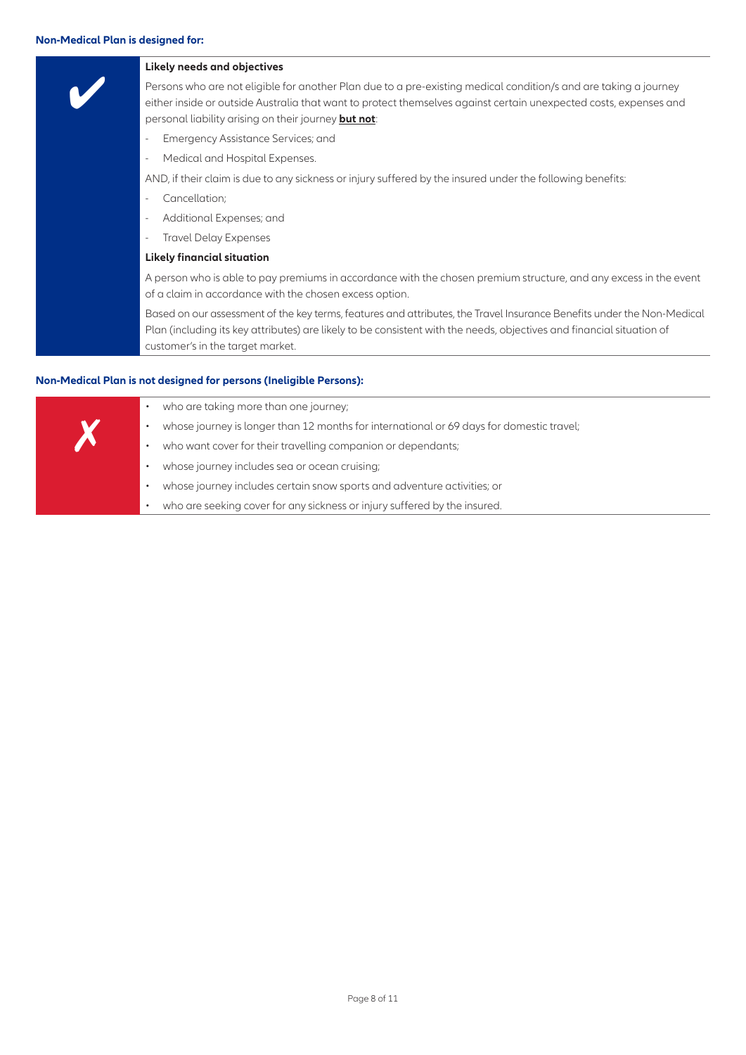**Non-Medical Plan is designed for:**

✔

**Likely needs and objectives**

Persons who are not eligible for another Plan due to a pre-existing medical condition/s and are taking a journey either inside or outside Australia that want to protect themselves against certain unexpected costs, expenses and personal liability arising on their journey **but not**:

- Emergency Assistance Services; and
- Medical and Hospital Expenses.

AND, if their claim is due to any sickness or injury suffered by the insured under the following benefits:

- Cancellation;
- Additional Expenses; and
- Travel Delay Expenses

**Likely financial situation**

A person who is able to pay premiums in accordance with the chosen premium structure, and any excess in the event of a claim in accordance with the chosen excess option.

Based on our assessment of the key terms, features and attributes, the Travel Insurance Benefits under the Non-Medical Plan (including its key attributes) are likely to be consistent with the needs, objectives and financial situation of customer's in the target market.

**Non-Medical Plan is not designed for persons (Ineligible Persons):**

✗

- who are taking more than one journey;
- whose journey is longer than 12 months for international or 69 days for domestic travel;
- who want cover for their travelling companion or dependants;
- whose journey includes sea or ocean cruising;
- whose journey includes certain snow sports and adventure activities; or
- who are seeking cover for any sickness or injury suffered by the insured.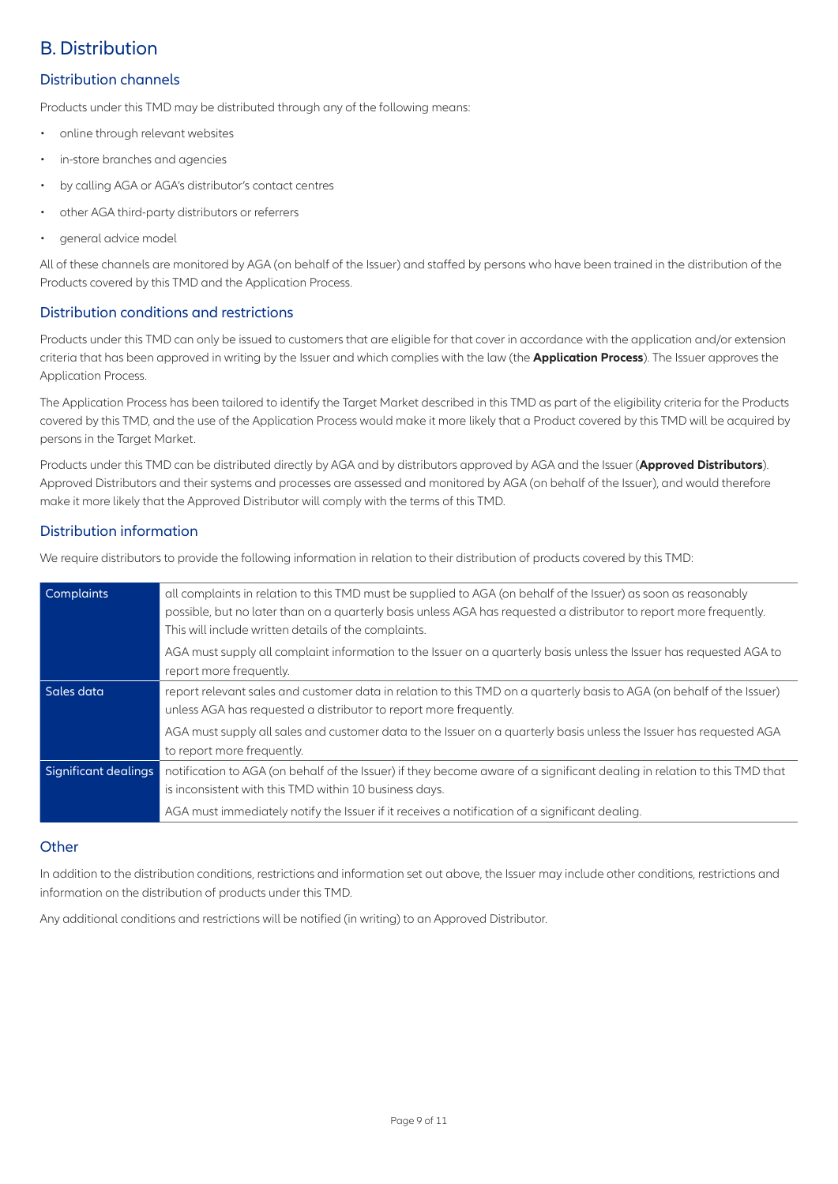# B. Distribution

## Distribution channels

Products under this TMD may be distributed through any of the following means:

- online through relevant websites
- in-store branches and agencies
- by calling AGA or AGA's distributor's contact centres
- other AGA third-party distributors or referrers
- general advice model

All of these channels are monitored by AGA (on behalf of the Issuer) and staffed by persons who have been trained in the distribution of the Products covered by this TMD and the Application Process.

## Distribution conditions and restrictions

Products under this TMD can only be issued to customers that are eligible for that cover in accordance with the application and/or extension criteria that has been approved in writing by the Issuer and which complies with the law (the **Application Process**). The Issuer approves the Application Process.

The Application Process has been tailored to identify the Target Market described in this TMD as part of the eligibility criteria for the Products covered by this TMD, and the use of the Application Process would make it more likely that a Product covered by this TMD will be acquired by persons in the Target Market.

Products under this TMD can be distributed directly by AGA and by distributors approved by AGA and the Issuer (**Approved Distributors**). Approved Distributors and their systems and processes are assessed and monitored by AGA (on behalf of the Issuer), and would therefore make it more likely that the Approved Distributor will comply with the terms of this TMD.

## Distribution information

We require distributors to provide the following information in relation to their distribution of products covered by this TMD:

| | |
|---|---|
| Complaints | all complaints in relation to this TMD must be supplied to AGA (on behalf of the Issuer) as soon as reasonably possible, but no later than on a quarterly basis unless AGA has requested a distributor to report more frequently. This will include written details of the complaints.<br><br>AGA must supply all complaint information to the Issuer on a quarterly basis unless the Issuer has requested AGA to report more frequently. |
| Sales data | report relevant sales and customer data in relation to this TMD on a quarterly basis to AGA (on behalf of the Issuer) unless AGA has requested a distributor to report more frequently.<br><br>AGA must supply all sales and customer data to the Issuer on a quarterly basis unless the Issuer has requested AGA to report more frequently. |
| Significant dealings | notification to AGA (on behalf of the Issuer) if they become aware of a significant dealing in relation to this TMD that is inconsistent with this TMD within 10 business days.<br><br>AGA must immediately notify the Issuer if it receives a notification of a significant dealing. |

## Other

In addition to the distribution conditions, restrictions and information set out above, the Issuer may include other conditions, restrictions and information on the distribution of products under this TMD.

Any additional conditions and restrictions will be notified (in writing) to an Approved Distributor.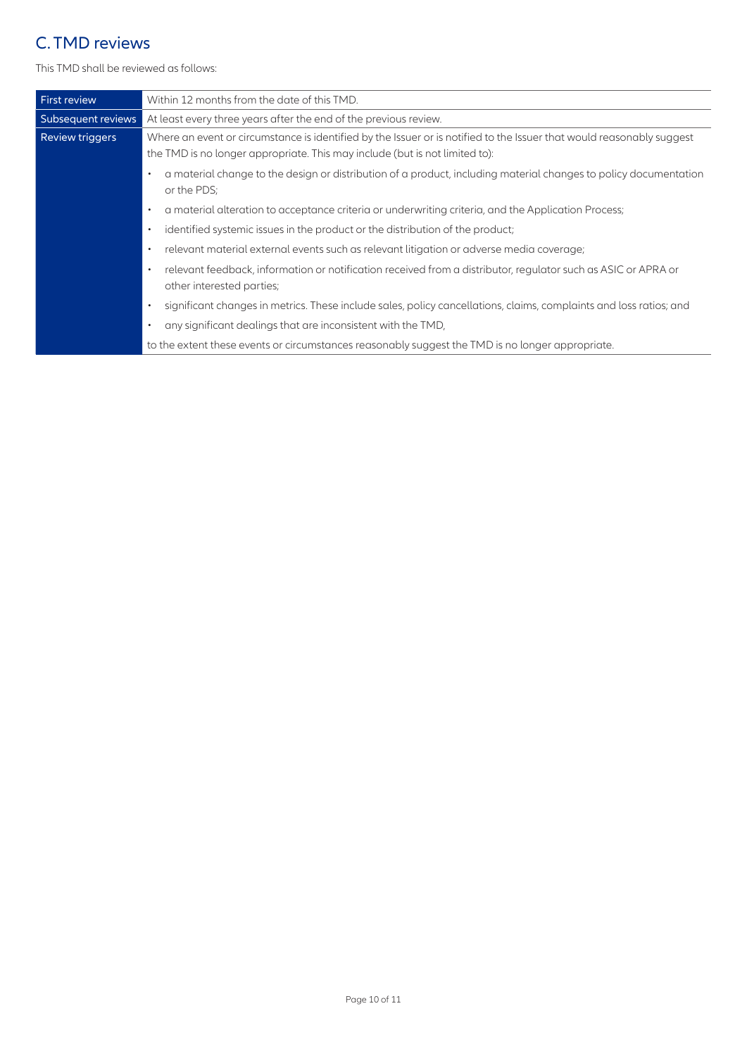## C. TMD reviews

This TMD shall be reviewed as follows:

| | |
|---|---|
| First review | Within 12 months from the date of this TMD. |
| Subsequent reviews | At least every three years after the end of the previous review. |
| Review triggers | Where an event or circumstance is identified by the Issuer or is notified to the Issuer that would reasonably suggest the TMD is no longer appropriate. This may include (but is not limited to):<br>• a material change to the design or distribution of a product, including material changes to policy documentation or the PDS;<br>• a material alteration to acceptance criteria or underwriting criteria, and the Application Process;<br>• identified systemic issues in the product or the distribution of the product;<br>• relevant material external events such as relevant litigation or adverse media coverage;<br>• relevant feedback, information or notification received from a distributor, regulator such as ASIC or APRA or other interested parties;<br>• significant changes in metrics. These include sales, policy cancellations, claims, complaints and loss ratios; and<br>• any significant dealings that are inconsistent with the TMD,<br>to the extent these events or circumstances reasonably suggest the TMD is no longer appropriate. |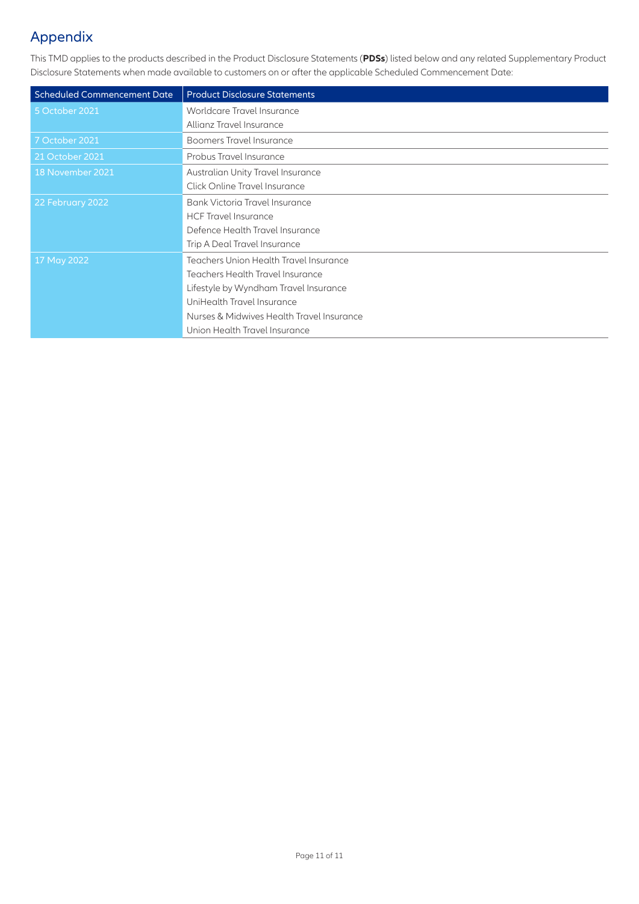# Appendix

This TMD applies to the products described in the Product Disclosure Statements (**PDSs**) listed below and any related Supplementary Product Disclosure Statements when made available to customers on or after the applicable Scheduled Commencement Date:

| Scheduled Commencement Date | Product Disclosure Statements |
| --- | --- |
| 5 October 2021 | Worldcare Travel Insurance<br>Allianz Travel Insurance |
| 7 October 2021 | Boomers Travel Insurance |
| 21 October 2021 | Probus Travel Insurance |
| 18 November 2021 | Australian Unity Travel Insurance<br>Click Online Travel Insurance |
| 22 February 2022 | Bank Victoria Travel Insurance<br>HCF Travel Insurance<br>Defence Health Travel Insurance<br>Trip A Deal Travel Insurance |
| 17 May 2022 | Teachers Union Health Travel Insurance<br>Teachers Health Travel Insurance<br>Lifestyle by Wyndham Travel Insurance<br>UniHealth Travel Insurance<br>Nurses & Midwives Health Travel Insurance<br>Union Health Travel Insurance |